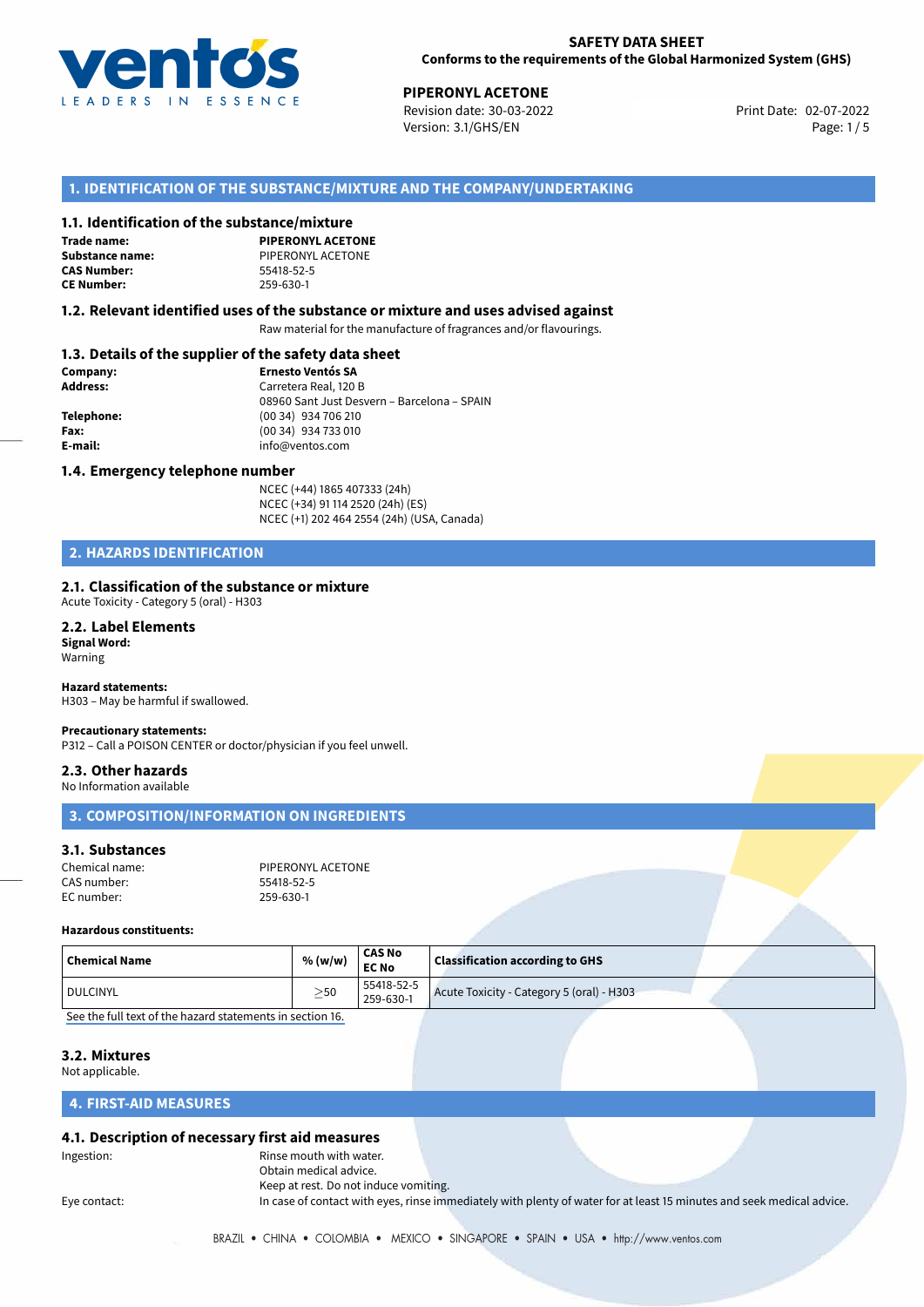**SAFETY DATA SHEET**
**Conforms to the requirements of the Global Harmonized System (GHS)**

**PIPERONYL ACETONE**
Revision date: 30-03-2022
Version: 3.1/GHS/EN
Print Date: 02-07-2022

## 1. IDENTIFICATION OF THE SUBSTANCE/MIXTURE AND THE COMPANY/UNDERTAKING

### 1.1. Identification of the substance/mixture

**Trade name:** **PIPERONYL ACETONE**
**Substance name:** PIPERONYL ACETONE
**CAS Number:** 55418-52-5
**CE Number:** 259-630-1

### 1.2. Relevant identified uses of the substance or mixture and uses advised against

Raw material for the manufacture of fragrances and/or flavourings.

### 1.3. Details of the supplier of the safety data sheet

**Company:** **Ernesto Ventós SA**
**Address:** Carretera Real, 120 B
08960 Sant Just Desvern – Barcelona – SPAIN
**Telephone:** (00 34) 934 706 210
**Fax:** (00 34) 934 733 010
**E-mail:** info@ventos.com

### 1.4. Emergency telephone number

NCEC (+44) 1865 407333 (24h)
NCEC (+34) 91 114 2520 (24h) (ES)
NCEC (+1) 202 464 2554 (24h) (USA, Canada)

## 2. HAZARDS IDENTIFICATION

### 2.1. Classification of the substance or mixture

Acute Toxicity - Category 5 (oral) - H303

### 2.2. Label Elements

**Signal Word:**
Warning

**Hazard statements:**
H303 – May be harmful if swallowed.

**Precautionary statements:**
P312 – Call a POISON CENTER or doctor/physician if you feel unwell.

### 2.3. Other hazards

No Information available

## 3. COMPOSITION/INFORMATION ON INGREDIENTS

### 3.1. Substances

Chemical name: PIPERONYL ACETONE
CAS number: 55418-52-5
EC number: 259-630-1

**Hazardous constituents:**

| Chemical Name | % (w/w) | CAS No EC No | Classification according to GHS |
|---|---|---|---|
| DULCINYL | $\geq$50 | 55418-52-5 259-630-1 | Acute Toxicity - Category 5 (oral) - H303 |

See the full text of the hazard statements in section 16.

### 3.2. Mixtures

Not applicable.

## 4. FIRST-AID MEASURES

### 4.1. Description of necessary first aid measures

Ingestion: Rinse mouth with water.
Obtain medical advice.
Keep at rest. Do not induce vomiting.

Eye contact: In case of contact with eyes, rinse immediately with plenty of water for at least 15 minutes and seek medical advice.

BRAZIL • CHINA • COLOMBIA • MEXICO • SINGAPORE • SPAIN • USA • http://www.ventos.com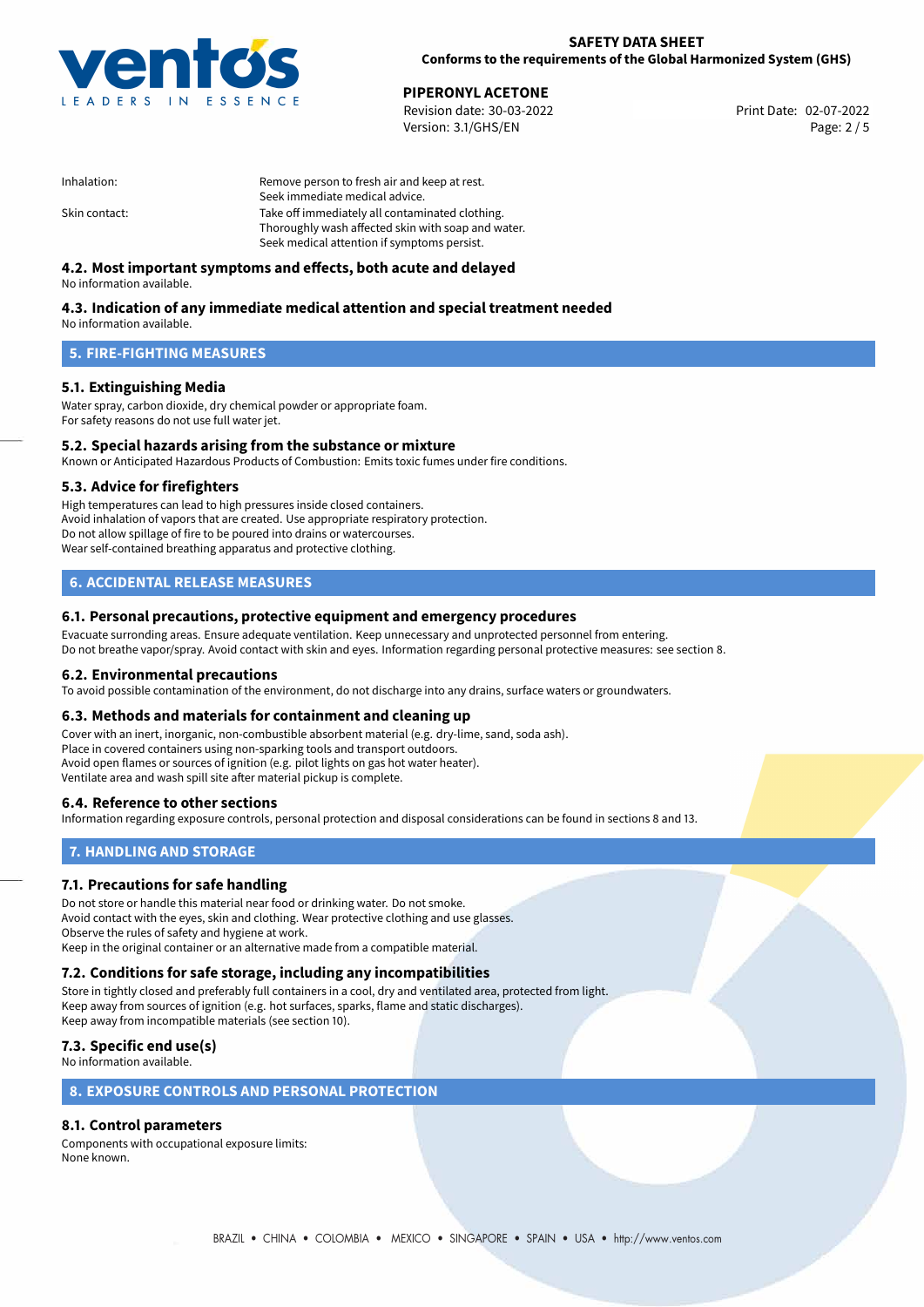| | |
|---|---|
| Inhalation: | Remove person to fresh air and keep at rest.<br>Seek immediate medical advice. |
| Skin contact: | Take off immediately all contaminated clothing.<br>Thoroughly wash affected skin with soap and water.<br>Seek medical attention if symptoms persist. |

### 4.2. Most important symptoms and effects, both acute and delayed

No information available.

### 4.3. Indication of any immediate medical attention and special treatment needed

No information available.

## 5. FIRE-FIGHTING MEASURES

### 5.1. Extinguishing Media

Water spray, carbon dioxide, dry chemical powder or appropriate foam.
For safety reasons do not use full water jet.

### 5.2. Special hazards arising from the substance or mixture

Known or Anticipated Hazardous Products of Combustion: Emits toxic fumes under fire conditions.

### 5.3. Advice for firefighters

High temperatures can lead to high pressures inside closed containers.
Avoid inhalation of vapors that are created. Use appropriate respiratory protection.
Do not allow spillage of fire to be poured into drains or watercourses.
Wear self-contained breathing apparatus and protective clothing.

## 6. ACCIDENTAL RELEASE MEASURES

### 6.1. Personal precautions, protective equipment and emergency procedures

Evacuate surronding areas. Ensure adequate ventilation. Keep unnecessary and unprotected personnel from entering.
Do not breathe vapor/spray. Avoid contact with skin and eyes. Information regarding personal protective measures: see section 8.

### 6.2. Environmental precautions

To avoid possible contamination of the environment, do not discharge into any drains, surface waters or groundwaters.

### 6.3. Methods and materials for containment and cleaning up

Cover with an inert, inorganic, non-combustible absorbent material (e.g. dry-lime, sand, soda ash).
Place in covered containers using non-sparking tools and transport outdoors.
Avoid open flames or sources of ignition (e.g. pilot lights on gas hot water heater).
Ventilate area and wash spill site after material pickup is complete.

### 6.4. Reference to other sections

Information regarding exposure controls, personal protection and disposal considerations can be found in sections 8 and 13.

## 7. HANDLING AND STORAGE

### 7.1. Precautions for safe handling

Do not store or handle this material near food or drinking water. Do not smoke.
Avoid contact with the eyes, skin and clothing. Wear protective clothing and use glasses.
Observe the rules of safety and hygiene at work.
Keep in the original container or an alternative made from a compatible material.

### 7.2. Conditions for safe storage, including any incompatibilities

Store in tightly closed and preferably full containers in a cool, dry and ventilated area, protected from light.
Keep away from sources of ignition (e.g. hot surfaces, sparks, flame and static discharges).
Keep away from incompatible materials (see section 10).

### 7.3. Specific end use(s)

No information available.

## 8. EXPOSURE CONTROLS AND PERSONAL PROTECTION

### 8.1. Control parameters

Components with occupational exposure limits:
None known.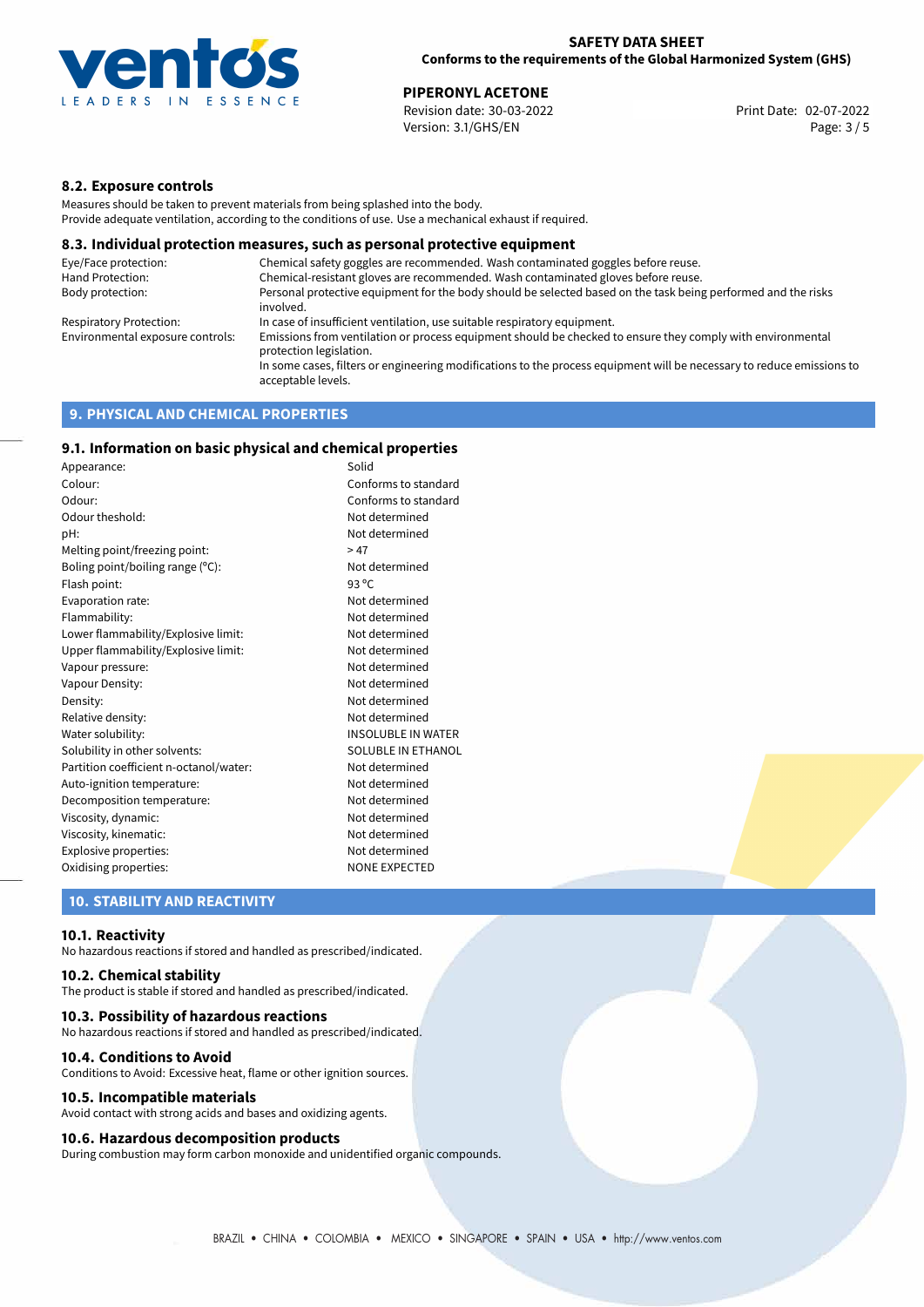### 8.2. Exposure controls

Measures should be taken to prevent materials from being splashed into the body.
Provide adequate ventilation, according to the conditions of use. Use a mechanical exhaust if required.

### 8.3. Individual protection measures, such as personal protective equipment

| | |
|---|---|
| Eye/Face protection: | Chemical safety goggles are recommended. Wash contaminated goggles before reuse. |
| Hand Protection: | Chemical-resistant gloves are recommended. Wash contaminated gloves before reuse. |
| Body protection: | Personal protective equipment for the body should be selected based on the task being performed and the risks involved. |
| Respiratory Protection: | In case of insufficient ventilation, use suitable respiratory equipment. |
| Environmental exposure controls: | Emissions from ventilation or process equipment should be checked to ensure they comply with environmental protection legislation. In some cases, filters or engineering modifications to the process equipment will be necessary to reduce emissions to acceptable levels. |

## 9. PHYSICAL AND CHEMICAL PROPERTIES

### 9.1. Information on basic physical and chemical properties

| | |
|---|---|
| Appearance: | Solid |
| Colour: | Conforms to standard |
| Odour: | Conforms to standard |
| Odour theshold: | Not determined |
| pH: | Not determined |
| Melting point/freezing point: | > 47 |
| Boling point/boiling range (°C): | Not determined |
| Flash point: | 93 °C |
| Evaporation rate: | Not determined |
| Flammability: | Not determined |
| Lower flammability/Explosive limit: | Not determined |
| Upper flammability/Explosive limit: | Not determined |
| Vapour pressure: | Not determined |
| Vapour Density: | Not determined |
| Density: | Not determined |
| Relative density: | Not determined |
| Water solubility: | INSOLUBLE IN WATER |
| Solubility in other solvents: | SOLUBLE IN ETHANOL |
| Partition coefficient n-octanol/water: | Not determined |
| Auto-ignition temperature: | Not determined |
| Decomposition temperature: | Not determined |
| Viscosity, dynamic: | Not determined |
| Viscosity, kinematic: | Not determined |
| Explosive properties: | Not determined |
| Oxidising properties: | NONE EXPECTED |

## 10. STABILITY AND REACTIVITY

### 10.1. Reactivity

No hazardous reactions if stored and handled as prescribed/indicated.

### 10.2. Chemical stability

The product is stable if stored and handled as prescribed/indicated.

### 10.3. Possibility of hazardous reactions

No hazardous reactions if stored and handled as prescribed/indicated.

### 10.4. Conditions to Avoid

Conditions to Avoid: Excessive heat, flame or other ignition sources.

### 10.5. Incompatible materials

Avoid contact with strong acids and bases and oxidizing agents.

### 10.6. Hazardous decomposition products

During combustion may form carbon monoxide and unidentified organic compounds.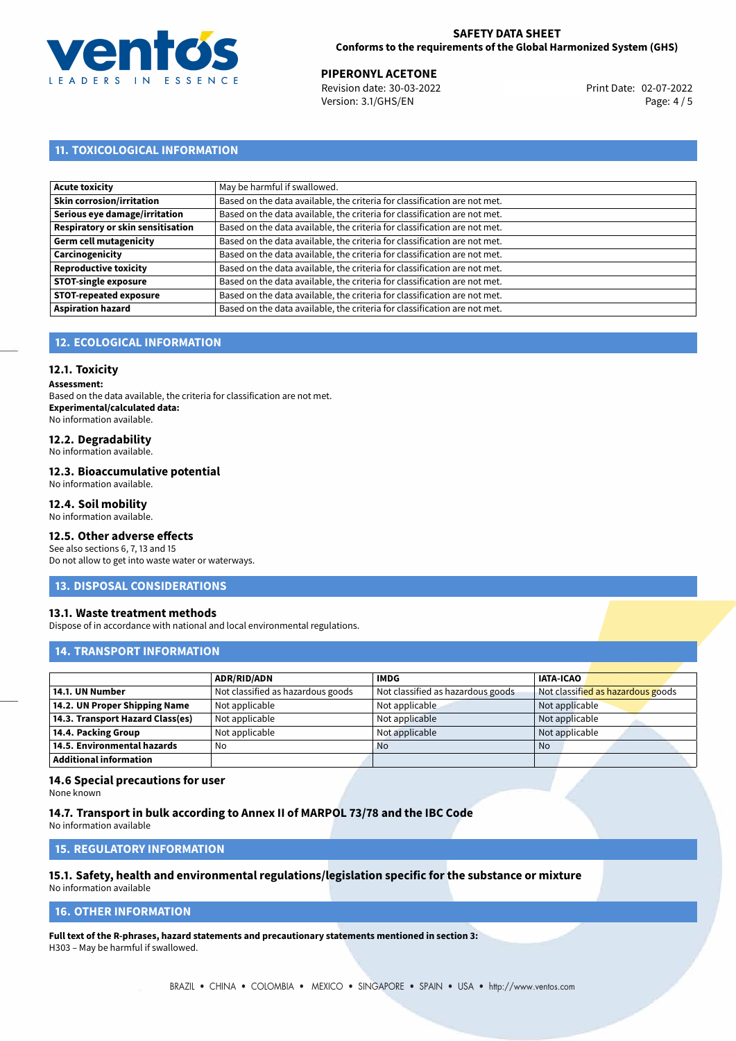## 11. TOXICOLOGICAL INFORMATION

| | |
|---|---|
| **Acute toxicity** | May be harmful if swallowed. |
| **Skin corrosion/irritation** | Based on the data available, the criteria for classification are not met. |
| **Serious eye damage/irritation** | Based on the data available, the criteria for classification are not met. |
| **Respiratory or skin sensitisation** | Based on the data available, the criteria for classification are not met. |
| **Germ cell mutagenicity** | Based on the data available, the criteria for classification are not met. |
| **Carcinogenicity** | Based on the data available, the criteria for classification are not met. |
| **Reproductive toxicity** | Based on the data available, the criteria for classification are not met. |
| **STOT-single exposure** | Based on the data available, the criteria for classification are not met. |
| **STOT-repeated exposure** | Based on the data available, the criteria for classification are not met. |
| **Aspiration hazard** | Based on the data available, the criteria for classification are not met. |

## 12. ECOLOGICAL INFORMATION

### 12.1. Toxicity

**Assessment:**
Based on the data available, the criteria for classification are not met.
**Experimental/calculated data:**
No information available.

### 12.2. Degradability

No information available.

### 12.3. Bioaccumulative potential

No information available.

### 12.4. Soil mobility

No information available.

### 12.5. Other adverse effects

See also sections 6, 7, 13 and 15
Do not allow to get into waste water or waterways.

## 13. DISPOSAL CONSIDERATIONS

### 13.1. Waste treatment methods

Dispose of in accordance with national and local environmental regulations.

## 14. TRANSPORT INFORMATION

| | ADR/RID/ADN | IMDG | IATA-ICAO |
|---|---|---|---|
| **14.1. UN Number** | Not classified as hazardous goods | Not classified as hazardous goods | Not classified as hazardous goods |
| **14.2. UN Proper Shipping Name** | Not applicable | Not applicable | Not applicable |
| **14.3. Transport Hazard Class(es)** | Not applicable | Not applicable | Not applicable |
| **14.4. Packing Group** | Not applicable | Not applicable | Not applicable |
| **14.5. Environmental hazards** | No | No | No |
| **Additional information** | | | |

### 14.6 Special precautions for user

None known

### 14.7. Transport in bulk according to Annex II of MARPOL 73/78 and the IBC Code

No information available

## 15. REGULATORY INFORMATION

### 15.1. Safety, health and environmental regulations/legislation specific for the substance or mixture

No information available

## 16. OTHER INFORMATION

**Full text of the R-phrases, hazard statements and precautionary statements mentioned in section 3:**
H303 – May be harmful if swallowed.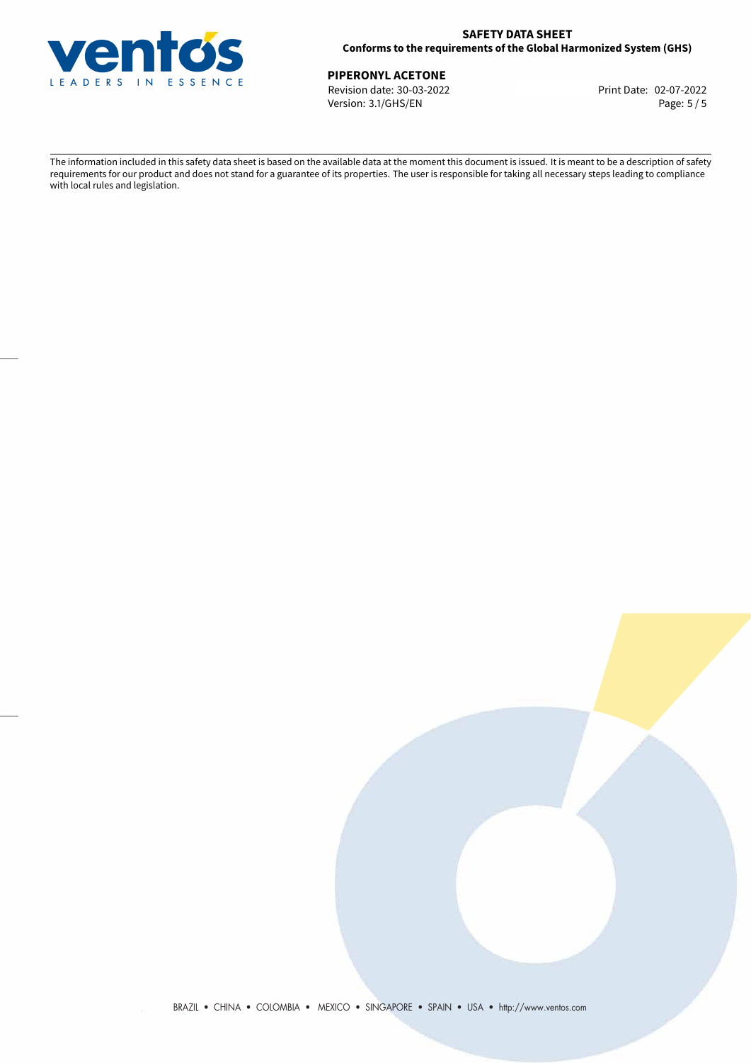The information included in this safety data sheet is based on the available data at the moment this document is issued. It is meant to be a description of safety requirements for our product and does not stand for a guarantee of its properties. The user is responsible for taking all necessary steps leading to compliance with local rules and legislation.